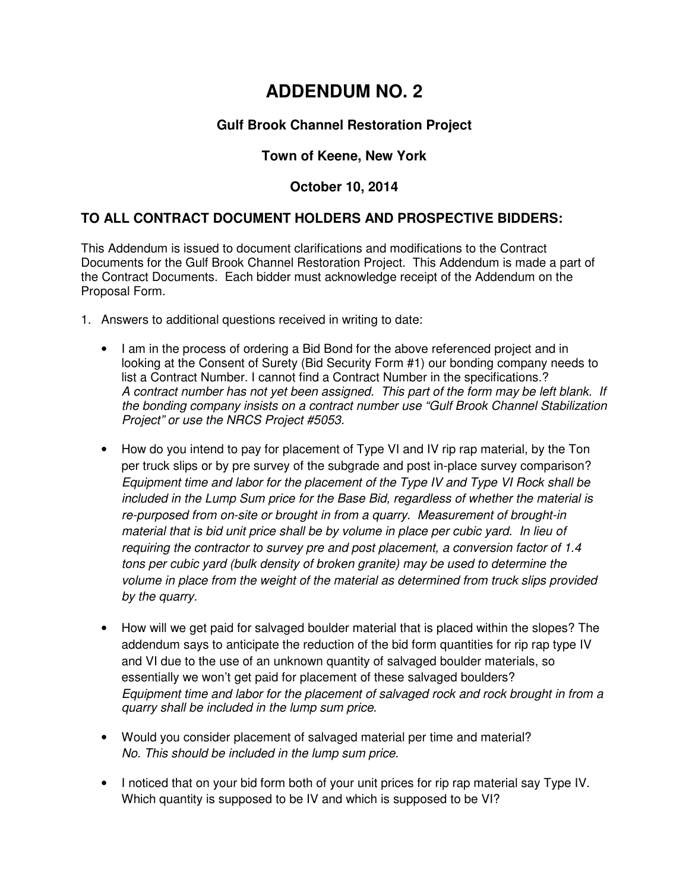# ADDENDUM NO. 2

### Gulf Brook Channel Restoration Project

### Town of Keene, New York

### October 10, 2014

## TO ALL CONTRACT DOCUMENT HOLDERS AND PROSPECTIVE BIDDERS:

This Addendum is issued to document clarifications and modifications to the Contract Documents for the Gulf Brook Channel Restoration Project. This Addendum is made a part of the Contract Documents. Each bidder must acknowledge receipt of the Addendum on the Proposal Form.

1. Answers to additional questions received in writing to date:

   - I am in the process of ordering a Bid Bond for the above referenced project and in looking at the Consent of Surety (Bid Security Form #1) our bonding company needs to list a Contract Number. I cannot find a Contract Number in the specifications.?
     *A contract number has not yet been assigned. This part of the form may be left blank. If the bonding company insists on a contract number use "Gulf Brook Channel Stabilization Project" or use the NRCS Project #5053.*

   - How do you intend to pay for placement of Type VI and IV rip rap material, by the Ton per truck slips or by pre survey of the subgrade and post in-place survey comparison?
     *Equipment time and labor for the placement of the Type IV and Type VI Rock shall be included in the Lump Sum price for the Base Bid, regardless of whether the material is re-purposed from on-site or brought in from a quarry. Measurement of brought-in material that is bid unit price shall be by volume in place per cubic yard. In lieu of requiring the contractor to survey pre and post placement, a conversion factor of 1.4 tons per cubic yard (bulk density of broken granite) may be used to determine the volume in place from the weight of the material as determined from truck slips provided by the quarry.*

   - How will we get paid for salvaged boulder material that is placed within the slopes? The addendum says to anticipate the reduction of the bid form quantities for rip rap type IV and VI due to the use of an unknown quantity of salvaged boulder materials, so essentially we won't get paid for placement of these salvaged boulders?
     *Equipment time and labor for the placement of salvaged rock and rock brought in from a quarry shall be included in the lump sum price.*

   - Would you consider placement of salvaged material per time and material?
     *No. This should be included in the lump sum price.*

   - I noticed that on your bid form both of your unit prices for rip rap material say Type IV. Which quantity is supposed to be IV and which is supposed to be VI?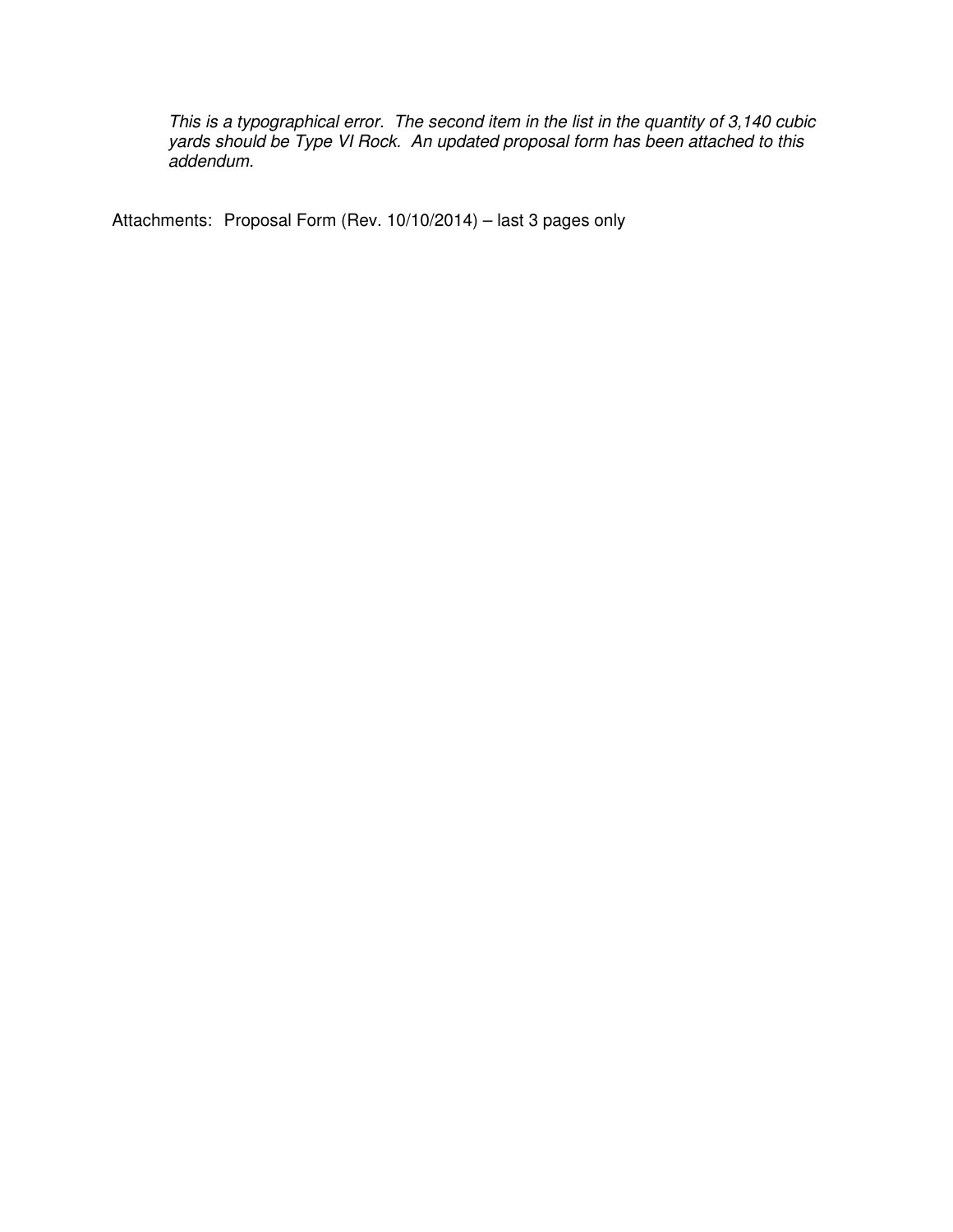*This is a typographical error. The second item in the list in the quantity of 3,140 cubic yards should be Type VI Rock. An updated proposal form has been attached to this addendum.*

Attachments: Proposal Form (Rev. 10/10/2014) – last 3 pages only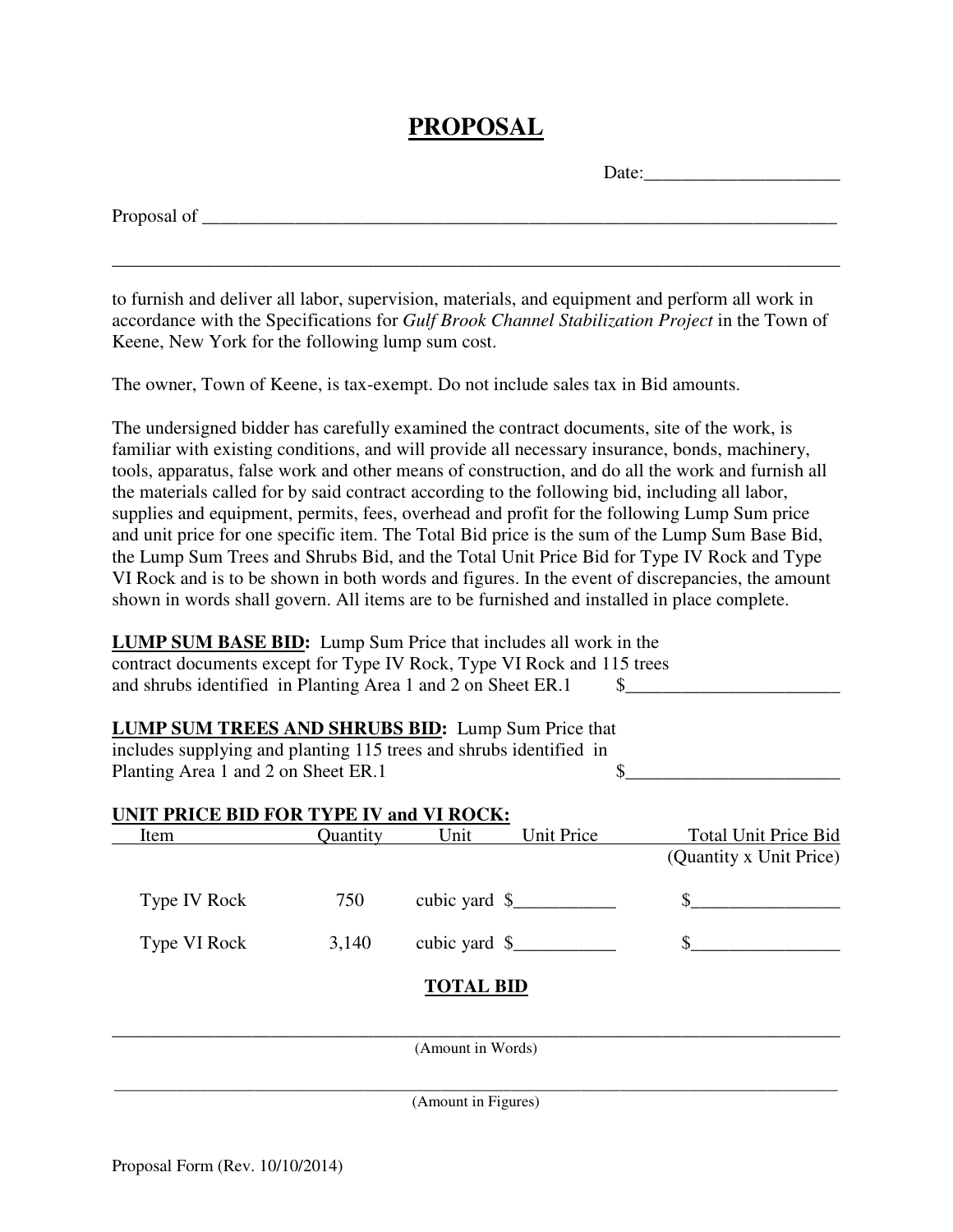# PROPOSAL

Date:____________________

Proposal of ______________________________________________________________________

__________________________________________________________________________________

to furnish and deliver all labor, supervision, materials, and equipment and perform all work in accordance with the Specifications for *Gulf Brook Channel Stabilization Project* in the Town of Keene, New York for the following lump sum cost.

The owner, Town of Keene, is tax-exempt. Do not include sales tax in Bid amounts.

The undersigned bidder has carefully examined the contract documents, site of the work, is familiar with existing conditions, and will provide all necessary insurance, bonds, machinery, tools, apparatus, false work and other means of construction, and do all the work and furnish all the materials called for by said contract according to the following bid, including all labor, supplies and equipment, permits, fees, overhead and profit for the following Lump Sum price and unit price for one specific item. The Total Bid price is the sum of the Lump Sum Base Bid, the Lump Sum Trees and Shrubs Bid, and the Total Unit Price Bid for Type IV Rock and Type VI Rock and is to be shown in both words and figures. In the event of discrepancies, the amount shown in words shall govern. All items are to be furnished and installed in place complete.

**LUMP SUM BASE BID:** Lump Sum Price that includes all work in the contract documents except for Type IV Rock, Type VI Rock and 115 trees and shrubs identified in Planting Area 1 and 2 on Sheet ER.1 $_______________________

**LUMP SUM TREES AND SHRUBS BID:** Lump Sum Price that includes supplying and planting 115 trees and shrubs identified in Planting Area 1 and 2 on Sheet ER.1 $_______________________

**UNIT PRICE BID FOR TYPE IV and VI ROCK:**

| Item | Quantity | Unit | Unit Price | Total Unit Price Bid (Quantity x Unit Price) |
|---|---|---|---|---|
| Type IV Rock | 750 | cubic yard | $___________ | $________________ |
| Type VI Rock | 3,140 | cubic yard | $___________ | $________________ |

**TOTAL BID**

__________________________________________________________________________________
(Amount in Words)

__________________________________________________________________________________
(Amount in Figures)

Proposal Form (Rev. 10/10/2014)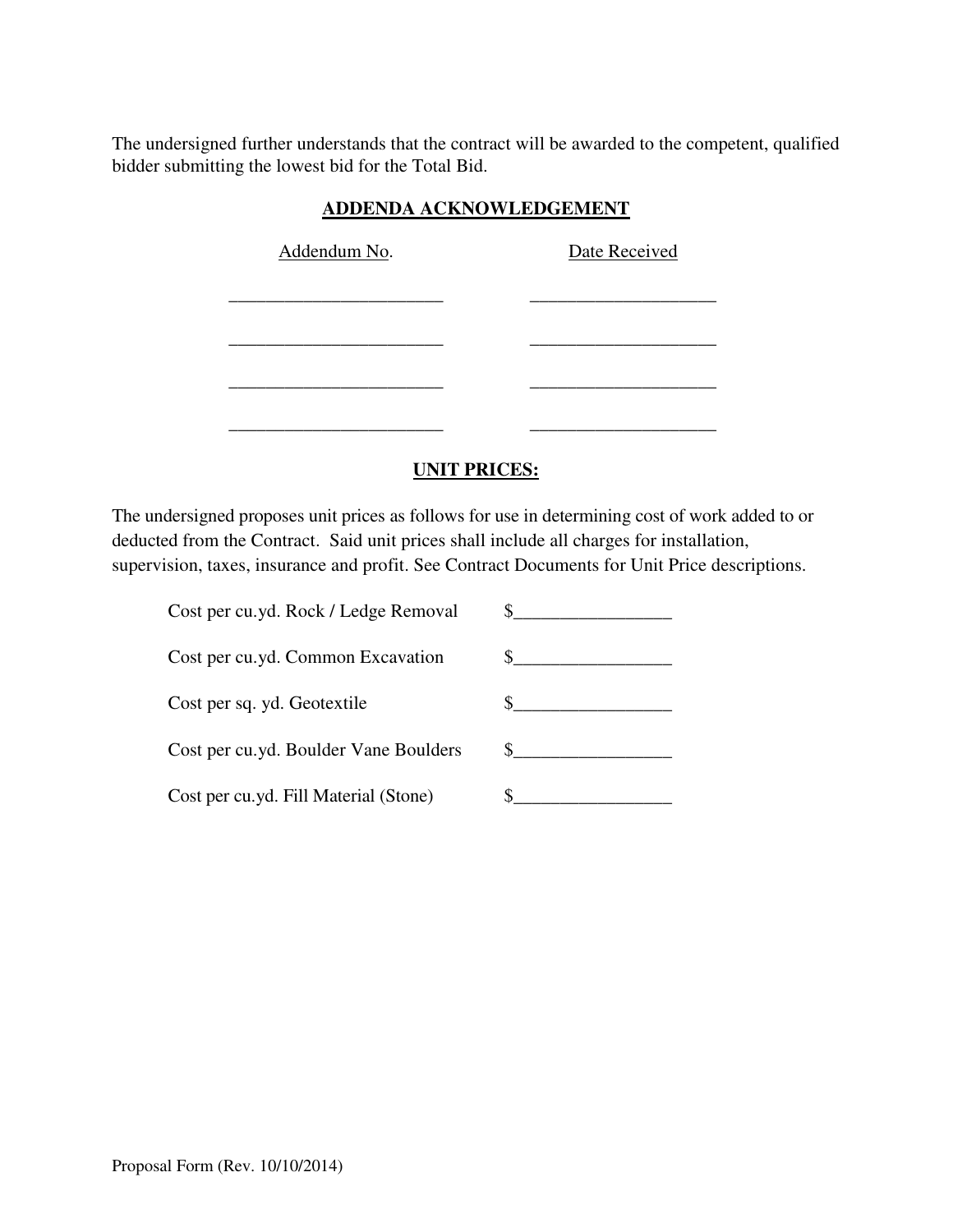The undersigned further understands that the contract will be awarded to the competent, qualified bidder submitting the lowest bid for the Total Bid.

## ADDENDA ACKNOWLEDGEMENT

| Addendum No. | Date Received |
|---|---|
| ______________________ | ___________________ |
| ______________________ | ___________________ |
| ______________________ | ___________________ |
| ______________________ | ___________________ |

## UNIT PRICES:

The undersigned proposes unit prices as follows for use in determining cost of work added to or deducted from the Contract. Said unit prices shall include all charges for installation, supervision, taxes, insurance and profit. See Contract Documents for Unit Price descriptions.

| | |
|---|---|
| Cost per cu.yd. Rock / Ledge Removal | $_________________ |
| Cost per cu.yd. Common Excavation | $_________________ |
| Cost per sq. yd. Geotextile | $_________________ |
| Cost per cu.yd. Boulder Vane Boulders | $_________________ |
| Cost per cu.yd. Fill Material (Stone) | $_________________ |

Proposal Form (Rev. 10/10/2014)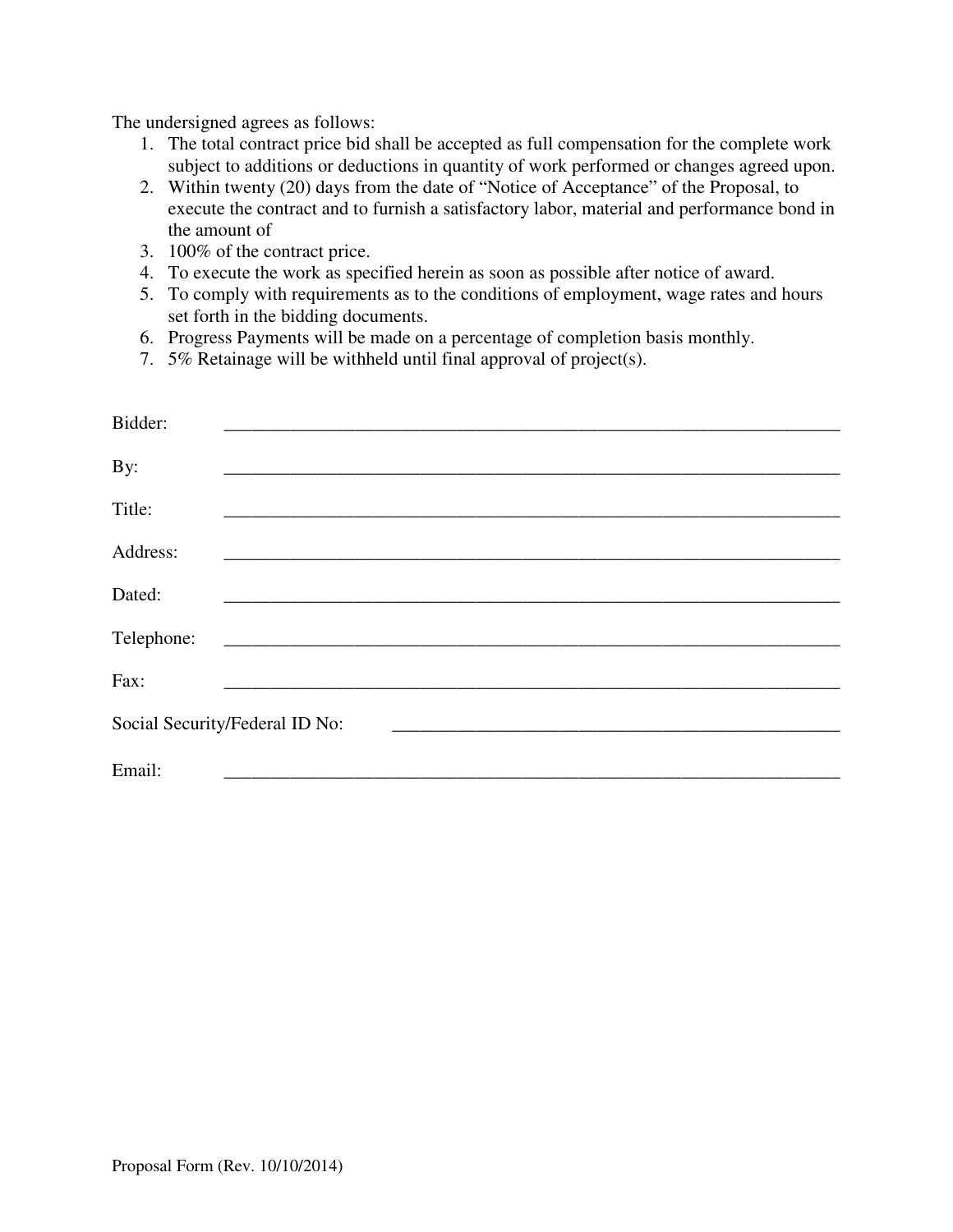The undersigned agrees as follows:

1. The total contract price bid shall be accepted as full compensation for the complete work subject to additions or deductions in quantity of work performed or changes agreed upon.
2. Within twenty (20) days from the date of "Notice of Acceptance" of the Proposal, to execute the contract and to furnish a satisfactory labor, material and performance bond in the amount of
3. 100% of the contract price.
4. To execute the work as specified herein as soon as possible after notice of award.
5. To comply with requirements as to the conditions of employment, wage rates and hours set forth in the bidding documents.
6. Progress Payments will be made on a percentage of completion basis monthly.
7. 5% Retainage will be withheld until final approval of project(s).

Bidder: ____________________________________________________________________

By: ____________________________________________________________________

Title: ____________________________________________________________________

Address: ____________________________________________________________________

Dated: ____________________________________________________________________

Telephone: ____________________________________________________________________

Fax: ____________________________________________________________________

Social Security/Federal ID No: _______________________________________________

Email: ____________________________________________________________________

Proposal Form (Rev. 10/10/2014)